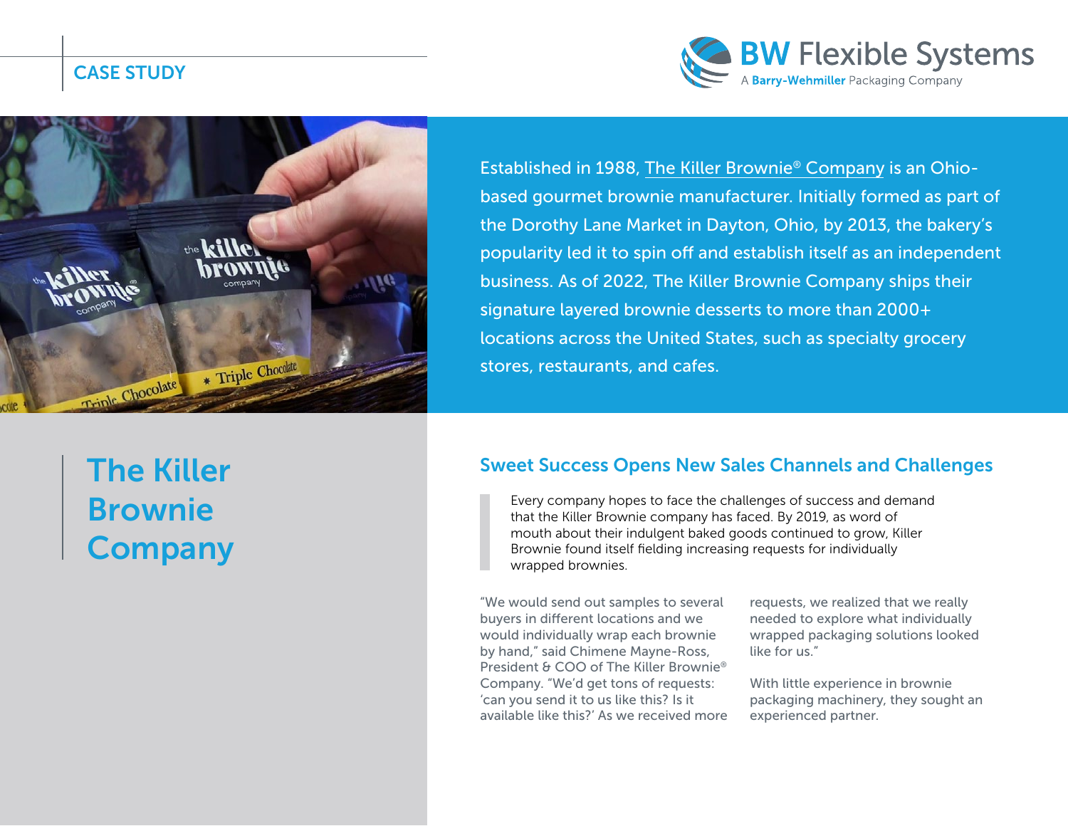CASE STUDY

BW Flexible Systems
A Barry-Wehmiller Packaging Company

Established in 1988, The Killer Brownie® Company is an Ohio-based gourmet brownie manufacturer. Initially formed as part of the Dorothy Lane Market in Dayton, Ohio, by 2013, the bakery's popularity led it to spin off and establish itself as an independent business. As of 2022, The Killer Brownie Company ships their signature layered brownie desserts to more than 2000+ locations across the United States, such as specialty grocery stores, restaurants, and cafes.

# The Killer Brownie Company

## Sweet Success Opens New Sales Channels and Challenges

> Every company hopes to face the challenges of success and demand that the Killer Brownie company has faced. By 2019, as word of mouth about their indulgent baked goods continued to grow, Killer Brownie found itself fielding increasing requests for individually wrapped brownies.

"We would send out samples to several buyers in different locations and we would individually wrap each brownie by hand," said Chimene Mayne-Ross, President & COO of The Killer Brownie® Company. "We'd get tons of requests: 'can you send it to us like this? Is it available like this?' As we received more requests, we realized that we really needed to explore what individually wrapped packaging solutions looked like for us."

With little experience in brownie packaging machinery, they sought an experienced partner.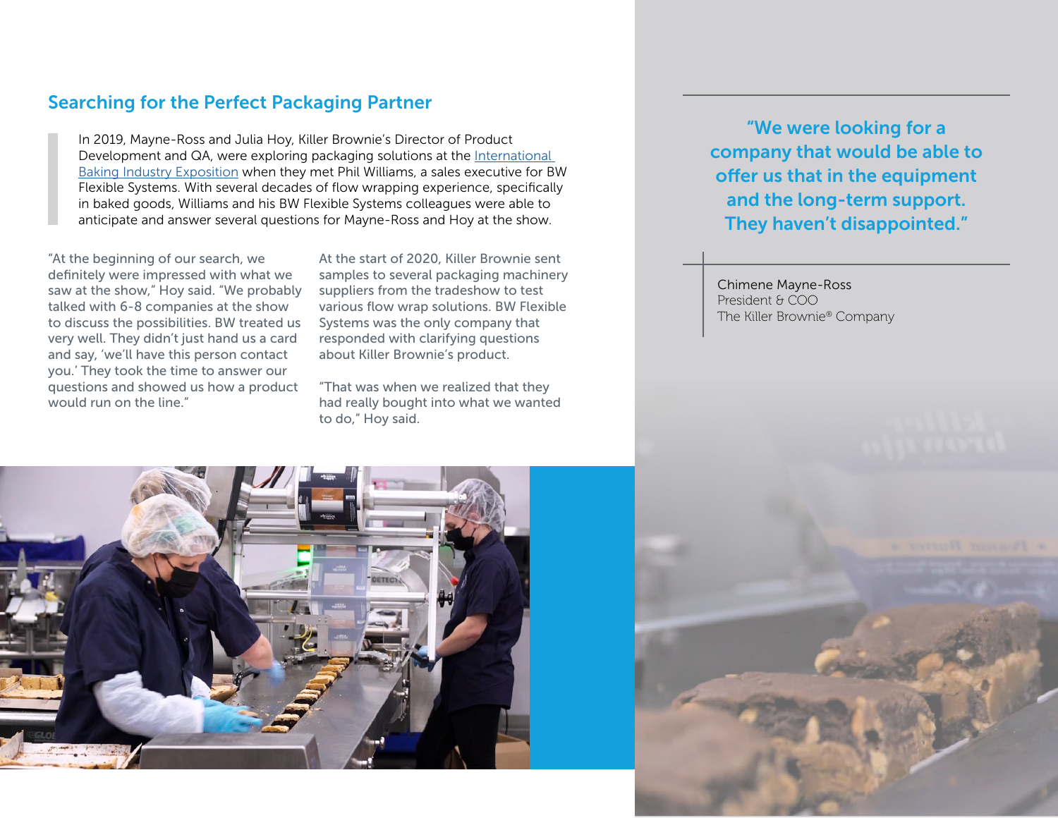## Searching for the Perfect Packaging Partner

In 2019, Mayne-Ross and Julia Hoy, Killer Brownie's Director of Product Development and QA, were exploring packaging solutions at the International Baking Industry Exposition when they met Phil Williams, a sales executive for BW Flexible Systems. With several decades of flow wrapping experience, specifically in baked goods, Williams and his BW Flexible Systems colleagues were able to anticipate and answer several questions for Mayne-Ross and Hoy at the show.

"At the beginning of our search, we definitely were impressed with what we saw at the show," Hoy said. "We probably talked with 6-8 companies at the show to discuss the possibilities. BW treated us very well. They didn't just hand us a card and say, 'we'll have this person contact you.' They took the time to answer our questions and showed us how a product would run on the line."

At the start of 2020, Killer Brownie sent samples to several packaging machinery suppliers from the tradeshow to test various flow wrap solutions. BW Flexible Systems was the only company that responded with clarifying questions about Killer Brownie's product.

"That was when we realized that they had really bought into what we wanted to do," Hoy said.

**"We were looking for a company that would be able to offer us that in the equipment and the long-term support. They haven't disappointed."**

Chimene Mayne-Ross
President & COO
The Killer Brownie® Company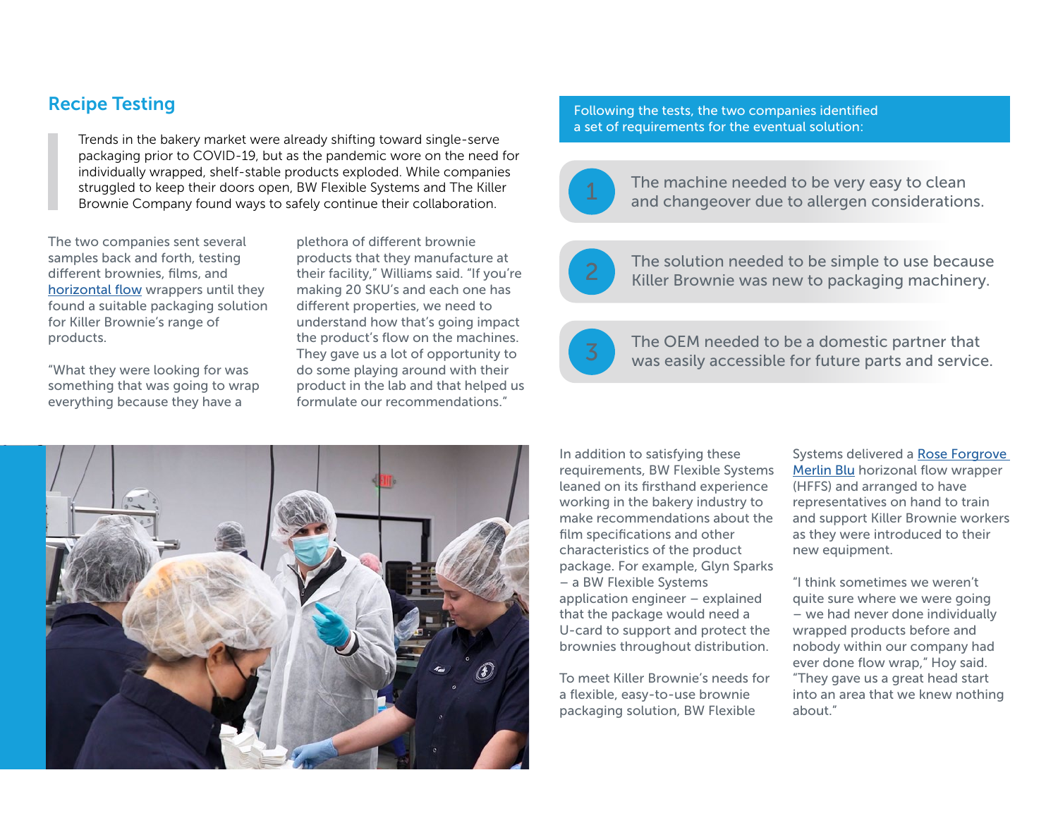## Recipe Testing

> Trends in the bakery market were already shifting toward single-serve packaging prior to COVID-19, but as the pandemic wore on the need for individually wrapped, shelf-stable products exploded. While companies struggled to keep their doors open, BW Flexible Systems and The Killer Brownie Company found ways to safely continue their collaboration.

The two companies sent several samples back and forth, testing different brownies, films, and horizontal flow wrappers until they found a suitable packaging solution for Killer Brownie's range of products.

"What they were looking for was something that was going to wrap everything because they have a plethora of different brownie products that they manufacture at their facility," Williams said. "If you're making 20 SKU's and each one has different properties, we need to understand how that's going impact the product's flow on the machines. They gave us a lot of opportunity to do some playing around with their product in the lab and that helped us formulate our recommendations."

Following the tests, the two companies identified a set of requirements for the eventual solution:

1. The machine needed to be very easy to clean and changeover due to allergen considerations.
2. The solution needed to be simple to use because Killer Brownie was new to packaging machinery.
3. The OEM needed to be a domestic partner that was easily accessible for future parts and service.

In addition to satisfying these requirements, BW Flexible Systems leaned on its firsthand experience working in the bakery industry to make recommendations about the film specifications and other characteristics of the product package. For example, Glyn Sparks – a BW Flexible Systems application engineer – explained that the package would need a U-card to support and protect the brownies throughout distribution.

To meet Killer Brownie's needs for a flexible, easy-to-use brownie packaging solution, BW Flexible Systems delivered a Rose Forgrove Merlin Blu horizonal flow wrapper (HFFS) and arranged to have representatives on hand to train and support Killer Brownie workers as they were introduced to their new equipment.

"I think sometimes we weren't quite sure where we were going – we had never done individually wrapped products before and nobody within our company had ever done flow wrap," Hoy said. "They gave us a great head start into an area that we knew nothing about."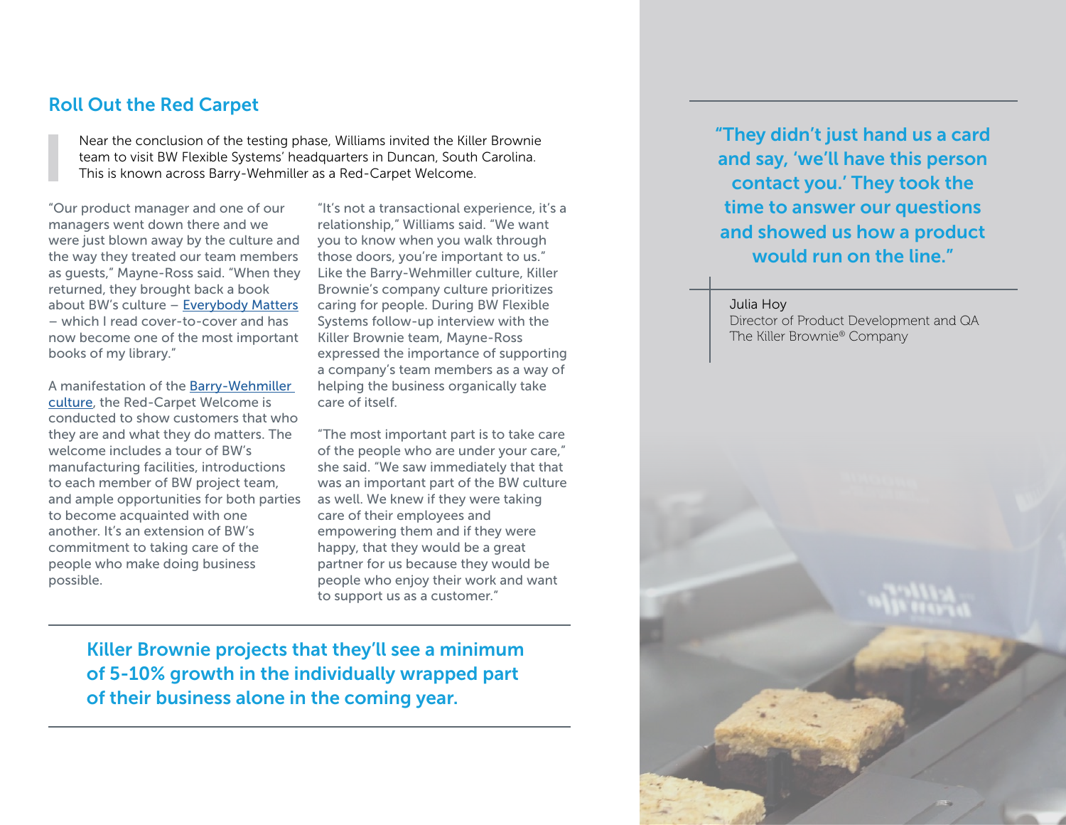## Roll Out the Red Carpet

> Near the conclusion of the testing phase, Williams invited the Killer Brownie team to visit BW Flexible Systems' headquarters in Duncan, South Carolina. This is known across Barry-Wehmiller as a Red-Carpet Welcome.

"Our product manager and one of our managers went down there and we were just blown away by the culture and the way they treated our team members as guests," Mayne-Ross said. "When they returned, they brought back a book about BW's culture – Everybody Matters – which I read cover-to-cover and has now become one of the most important books of my library."

A manifestation of the Barry-Wehmiller culture, the Red-Carpet Welcome is conducted to show customers that who they are and what they do matters. The welcome includes a tour of BW's manufacturing facilities, introductions to each member of BW project team, and ample opportunities for both parties to become acquainted with one another. It's an extension of BW's commitment to taking care of the people who make doing business possible.

"It's not a transactional experience, it's a relationship," Williams said. "We want you to know when you walk through those doors, you're important to us." Like the Barry-Wehmiller culture, Killer Brownie's company culture prioritizes caring for people. During BW Flexible Systems follow-up interview with the Killer Brownie team, Mayne-Ross expressed the importance of supporting a company's team members as a way of helping the business organically take care of itself.

"The most important part is to take care of the people who are under your care," she said. "We saw immediately that that was an important part of the BW culture as well. We knew if they were taking care of their employees and empowering them and if they were happy, that they would be a great partner for us because they would be people who enjoy their work and want to support us as a customer."

**Killer Brownie projects that they'll see a minimum of 5-10% growth in the individually wrapped part of their business alone in the coming year.**

**"They didn't just hand us a card and say, 'we'll have this person contact you.' They took the time to answer our questions and showed us how a product would run on the line."**

Julia Hoy
Director of Product Development and QA
The Killer Brownie® Company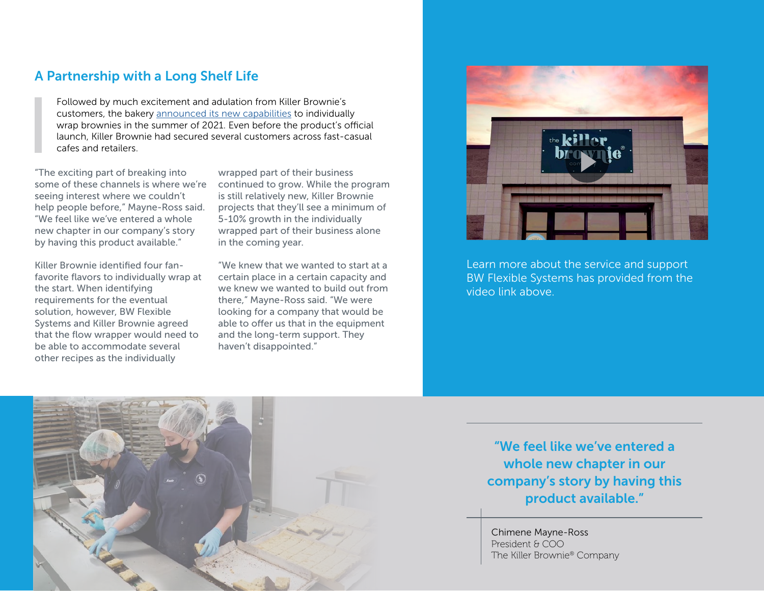## A Partnership with a Long Shelf Life

> Followed by much excitement and adulation from Killer Brownie's customers, the bakery announced its new capabilities to individually wrap brownies in the summer of 2021. Even before the product's official launch, Killer Brownie had secured several customers across fast-casual cafes and retailers.

"The exciting part of breaking into some of these channels is where we're seeing interest where we couldn't help people before," Mayne-Ross said. "We feel like we've entered a whole new chapter in our company's story by having this product available."

Killer Brownie identified four fan-favorite flavors to individually wrap at the start. When identifying requirements for the eventual solution, however, BW Flexible Systems and Killer Brownie agreed that the flow wrapper would need to be able to accommodate several other recipes as the individually wrapped part of their business continued to grow. While the program is still relatively new, Killer Brownie projects that they'll see a minimum of 5-10% growth in the individually wrapped part of their business alone in the coming year.

"We knew that we wanted to start at a certain place in a certain capacity and we knew we wanted to build out from there," Mayne-Ross said. "We were looking for a company that would be able to offer us that in the equipment and the long-term support. They haven't disappointed."

Learn more about the service and support BW Flexible Systems has provided from the video link above.

**"We feel like we've entered a whole new chapter in our company's story by having this product available."**

Chimene Mayne-Ross
President & COO
The Killer Brownie® Company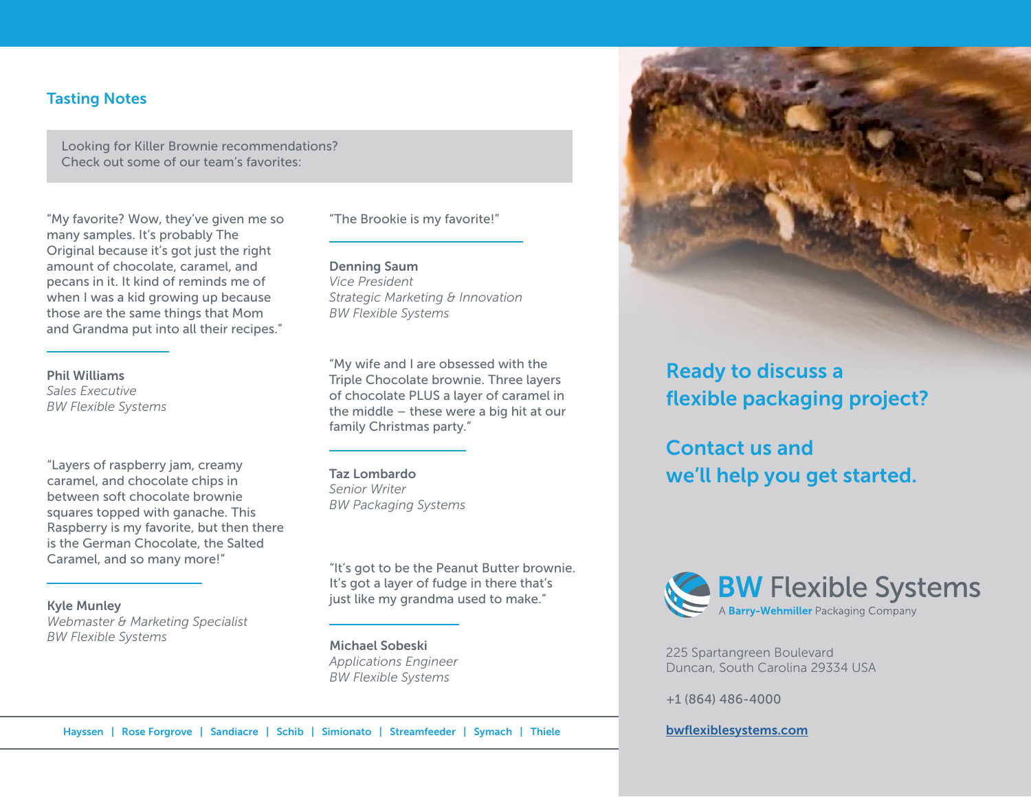## Tasting Notes

Looking for Killer Brownie recommendations?
Check out some of our team's favorites:

"My favorite? Wow, they've given me so many samples. It's probably The Original because it's got just the right amount of chocolate, caramel, and pecans in it. It kind of reminds me of when I was a kid growing up because those are the same things that Mom and Grandma put into all their recipes."

**Phil Williams**
*Sales Executive*
*BW Flexible Systems*

"Layers of raspberry jam, creamy caramel, and chocolate chips in between soft chocolate brownie squares topped with ganache. This Raspberry is my favorite, but then there is the German Chocolate, the Salted Caramel, and so many more!"

**Kyle Munley**
*Webmaster & Marketing Specialist*
*BW Flexible Systems*

"The Brookie is my favorite!"

**Denning Saum**
*Vice President*
*Strategic Marketing & Innovation*
*BW Flexible Systems*

"My wife and I are obsessed with the Triple Chocolate brownie. Three layers of chocolate PLUS a layer of caramel in the middle – these were a big hit at our family Christmas party."

**Taz Lombardo**
*Senior Writer*
*BW Packaging Systems*

"It's got to be the Peanut Butter brownie. It's got a layer of fudge in there that's just like my grandma used to make."

**Michael Sobeski**
*Applications Engineer*
*BW Flexible Systems*

Hayssen | Rose Forgrove | Sandiacre | Schib | Simionato | Streamfeeder | Symach | Thiele

## Ready to discuss a flexible packaging project?

## Contact us and we'll help you get started.

**BW Flexible Systems**
A **Barry-Wehmiller** Packaging Company

225 Spartangreen Boulevard
Duncan, South Carolina 29334 USA

+1 (864) 486-4000

bwflexiblesystems.com